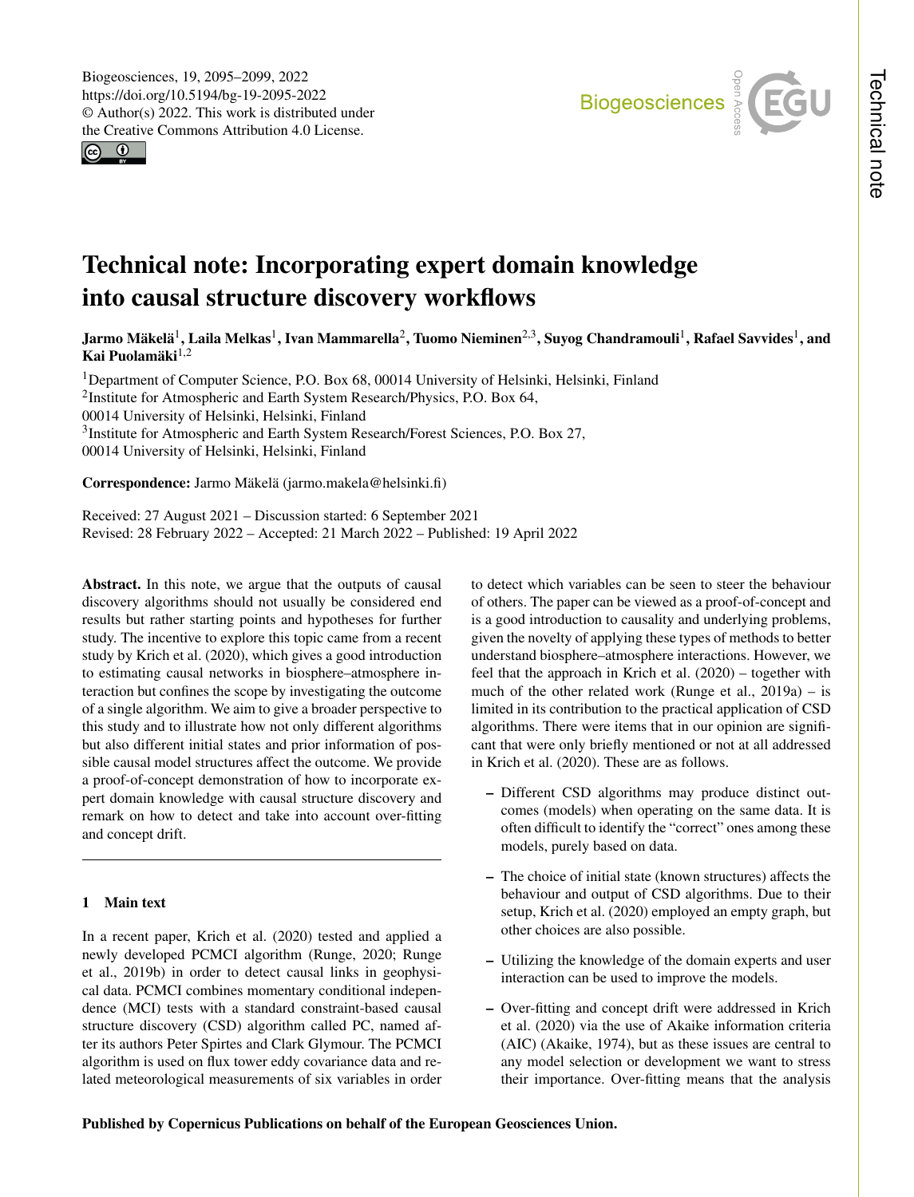# Technical note: Incorporating expert domain knowledge into causal structure discovery workflows

**Jarmo Mäkelä[1], Laila Melkas[1], Ivan Mammarella[2], Tuomo Nieminen[2,3], Suyog Chandramouli[1], Rafael Savvides[1], and Kai Puolamäki[1,2]**

[1]Department of Computer Science, P.O. Box 68, 00014 University of Helsinki, Helsinki, Finland
[2]Institute for Atmospheric and Earth System Research/Physics, P.O. Box 64, 00014 University of Helsinki, Helsinki, Finland
[3]Institute for Atmospheric and Earth System Research/Forest Sciences, P.O. Box 27, 00014 University of Helsinki, Helsinki, Finland

**Correspondence:** Jarmo Mäkelä (jarmo.makela@helsinki.fi)

Received: 27 August 2021 – Discussion started: 6 September 2021
Revised: 28 February 2022 – Accepted: 21 March 2022 – Published: 19 April 2022

**Abstract.** In this note, we argue that the outputs of causal discovery algorithms should not usually be considered end results but rather starting points and hypotheses for further study. The incentive to explore this topic came from a recent study by Krich et al. (2020), which gives a good introduction to estimating causal networks in biosphere–atmosphere interaction but confines the scope by investigating the outcome of a single algorithm. We aim to give a broader perspective to this study and to illustrate how not only different algorithms but also different initial states and prior information of possible causal model structures affect the outcome. We provide a proof-of-concept demonstration of how to incorporate expert domain knowledge with causal structure discovery and remark on how to detect and take into account over-fitting and concept drift.

## 1 Main text

In a recent paper, Krich et al. (2020) tested and applied a newly developed PCMCI algorithm (Runge, 2020; Runge et al., 2019b) in order to detect causal links in geophysical data. PCMCI combines momentary conditional independence (MCI) tests with a standard constraint-based causal structure discovery (CSD) algorithm called PC, named after its authors Peter Spirtes and Clark Glymour. The PCMCI algorithm is used on flux tower eddy covariance data and related meteorological measurements of six variables in order to detect which variables can be seen to steer the behaviour of others. The paper can be viewed as a proof-of-concept and is a good introduction to causality and underlying problems, given the novelty of applying these types of methods to better understand biosphere–atmosphere interactions. However, we feel that the approach in Krich et al. (2020) – together with much of the other related work (Runge et al., 2019a) – is limited in its contribution to the practical application of CSD algorithms. There were items that in our opinion are significant that were only briefly mentioned or not at all addressed in Krich et al. (2020). These are as follows.

- Different CSD algorithms may produce distinct outcomes (models) when operating on the same data. It is often difficult to identify the "correct" ones among these models, purely based on data.
- The choice of initial state (known structures) affects the behaviour and output of CSD algorithms. Due to their setup, Krich et al. (2020) employed an empty graph, but other choices are also possible.
- Utilizing the knowledge of the domain experts and user interaction can be used to improve the models.
- Over-fitting and concept drift were addressed in Krich et al. (2020) via the use of Akaike information criteria (AIC) (Akaike, 1974), but as these issues are central to any model selection or development we want to stress their importance. Over-fitting means that the analysis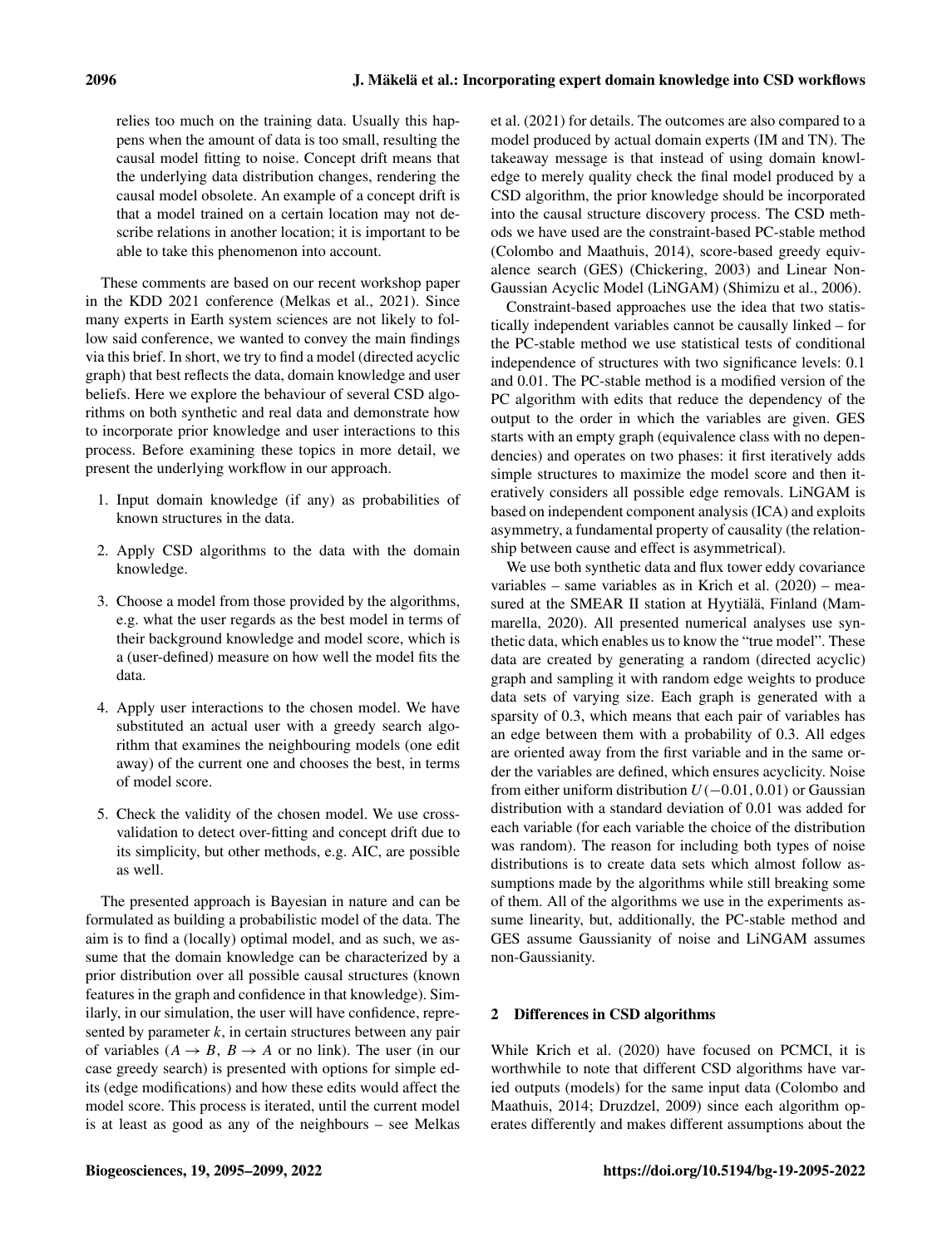relies too much on the training data. Usually this happens when the amount of data is too small, resulting the causal model fitting to noise. Concept drift means that the underlying data distribution changes, rendering the causal model obsolete. An example of a concept drift is that a model trained on a certain location may not describe relations in another location; it is important to be able to take this phenomenon into account.

These comments are based on our recent workshop paper in the KDD 2021 conference (Melkas et al., 2021). Since many experts in Earth system sciences are not likely to follow said conference, we wanted to convey the main findings via this brief. In short, we try to find a model (directed acyclic graph) that best reflects the data, domain knowledge and user beliefs. Here we explore the behaviour of several CSD algorithms on both synthetic and real data and demonstrate how to incorporate prior knowledge and user interactions to this process. Before examining these topics in more detail, we present the underlying workflow in our approach.

1. Input domain knowledge (if any) as probabilities of known structures in the data.
2. Apply CSD algorithms to the data with the domain knowledge.
3. Choose a model from those provided by the algorithms, e.g. what the user regards as the best model in terms of their background knowledge and model score, which is a (user-defined) measure on how well the model fits the data.
4. Apply user interactions to the chosen model. We have substituted an actual user with a greedy search algorithm that examines the neighbouring models (one edit away) of the current one and chooses the best, in terms of model score.
5. Check the validity of the chosen model. We use cross-validation to detect over-fitting and concept drift due to its simplicity, but other methods, e.g. AIC, are possible as well.

The presented approach is Bayesian in nature and can be formulated as building a probabilistic model of the data. The aim is to find a (locally) optimal model, and as such, we assume that the domain knowledge can be characterized by a prior distribution over all possible causal structures (known features in the graph and confidence in that knowledge). Similarly, in our simulation, the user will have confidence, represented by parameter $k$, in certain structures between any pair of variables ($A \rightarrow B$, $B \rightarrow A$ or no link). The user (in our case greedy search) is presented with options for simple edits (edge modifications) and how these edits would affect the model score. This process is iterated, until the current model is at least as good as any of the neighbours – see Melkas et al. (2021) for details. The outcomes are also compared to a model produced by actual domain experts (IM and TN). The takeaway message is that instead of using domain knowledge to merely quality check the final model produced by a CSD algorithm, the prior knowledge should be incorporated into the causal structure discovery process. The CSD methods we have used are the constraint-based PC-stable method (Colombo and Maathuis, 2014), score-based greedy equivalence search (GES) (Chickering, 2003) and Linear Non-Gaussian Acyclic Model (LiNGAM) (Shimizu et al., 2006).

Constraint-based approaches use the idea that two statistically independent variables cannot be causally linked – for the PC-stable method we use statistical tests of conditional independence of structures with two significance levels: 0.1 and 0.01. The PC-stable method is a modified version of the PC algorithm with edits that reduce the dependency of the output to the order in which the variables are given. GES starts with an empty graph (equivalence class with no dependencies) and operates on two phases: it first iteratively adds simple structures to maximize the model score and then iteratively considers all possible edge removals. LiNGAM is based on independent component analysis (ICA) and exploits asymmetry, a fundamental property of causality (the relationship between cause and effect is asymmetrical).

We use both synthetic data and flux tower eddy covariance variables – same variables as in Krich et al. (2020) – measured at the SMEAR II station at Hyytiälä, Finland (Mammarella, 2020). All presented numerical analyses use synthetic data, which enables us to know the "true model". These data are created by generating a random (directed acyclic) graph and sampling it with random edge weights to produce data sets of varying size. Each graph is generated with a sparsity of 0.3, which means that each pair of variables has an edge between them with a probability of 0.3. All edges are oriented away from the first variable and in the same order the variables are defined, which ensures acyclicity. Noise from either uniform distribution $U(-0.01, 0.01)$ or Gaussian distribution with a standard deviation of 0.01 was added for each variable (for each variable the choice of the distribution was random). The reason for including both types of noise distributions is to create data sets which almost follow assumptions made by the algorithms while still breaking some of them. All of the algorithms we use in the experiments assume linearity, but, additionally, the PC-stable method and GES assume Gaussianity of noise and LiNGAM assumes non-Gaussianity.

## 2 Differences in CSD algorithms

While Krich et al. (2020) have focused on PCMCI, it is worthwhile to note that different CSD algorithms have varied outputs (models) for the same input data (Colombo and Maathuis, 2014; Druzdzel, 2009) since each algorithm operates differently and makes different assumptions about the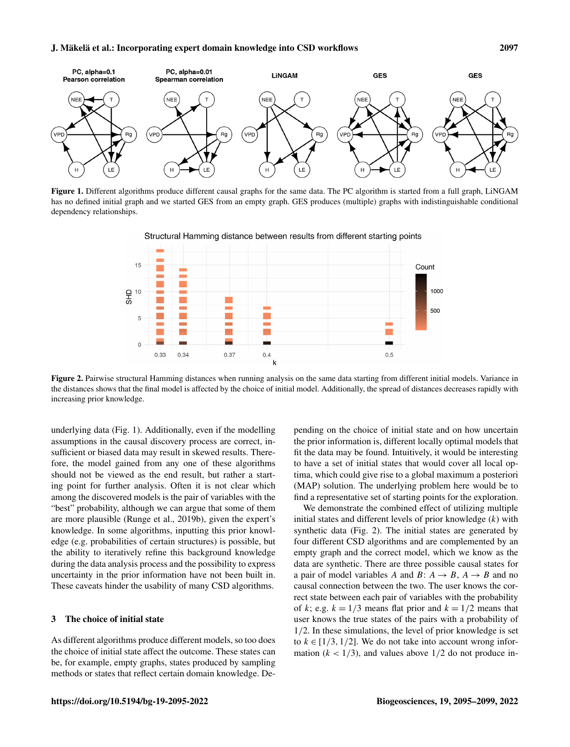**Figure 1.** Different algorithms produce different causal graphs for the same data. The PC algorithm is started from a full graph, LiNGAM has no defined initial graph and we started GES from an empty graph. GES produces (multiple) graphs with indistinguishable conditional dependency relationships.

**Figure 2.** Pairwise structural Hamming distances when running analysis on the same data starting from different initial models. Variance in the distances shows that the final model is affected by the choice of initial model. Additionally, the spread of distances decreases rapidly with increasing prior knowledge.

underlying data (Fig. 1). Additionally, even if the modelling assumptions in the causal discovery process are correct, insufficient or biased data may result in skewed results. Therefore, the model gained from any one of these algorithms should not be viewed as the end result, but rather a starting point for further analysis. Often it is not clear which among the discovered models is the pair of variables with the "best" probability, although we can argue that some of them are more plausible (Runge et al., 2019b), given the expert's knowledge. In some algorithms, inputting this prior knowledge (e.g. probabilities of certain structures) is possible, but the ability to iteratively refine this background knowledge during the data analysis process and the possibility to express uncertainty in the prior information have not been built in. These caveats hinder the usability of many CSD algorithms.

## 3 The choice of initial state

As different algorithms produce different models, so too does the choice of initial state affect the outcome. These states can be, for example, empty graphs, states produced by sampling methods or states that reflect certain domain knowledge. Depending on the choice of initial state and on how uncertain the prior information is, different locally optimal models that fit the data may be found. Intuitively, it would be interesting to have a set of initial states that would cover all local optima, which could give rise to a global maximum a posteriori (MAP) solution. The underlying problem here would be to find a representative set of starting points for the exploration.

We demonstrate the combined effect of utilizing multiple initial states and different levels of prior knowledge ($k$) with synthetic data (Fig. 2). The initial states are generated by four different CSD algorithms and are complemented by an empty graph and the correct model, which we know as the data are synthetic. There are three possible causal states for a pair of model variables $A$ and $B$: $A \rightarrow B$, $A \rightarrow B$ and no causal connection between the two. The user knows the correct state between each pair of variables with the probability of $k$; e.g. $k = 1/3$ means flat prior and $k = 1/2$ means that user knows the true states of the pairs with a probability of $1/2$. In these simulations, the level of prior knowledge is set to $k \in [1/3, 1/2]$. We do not take into account wrong information ($k < 1/3$), and values above $1/2$ do not produce in-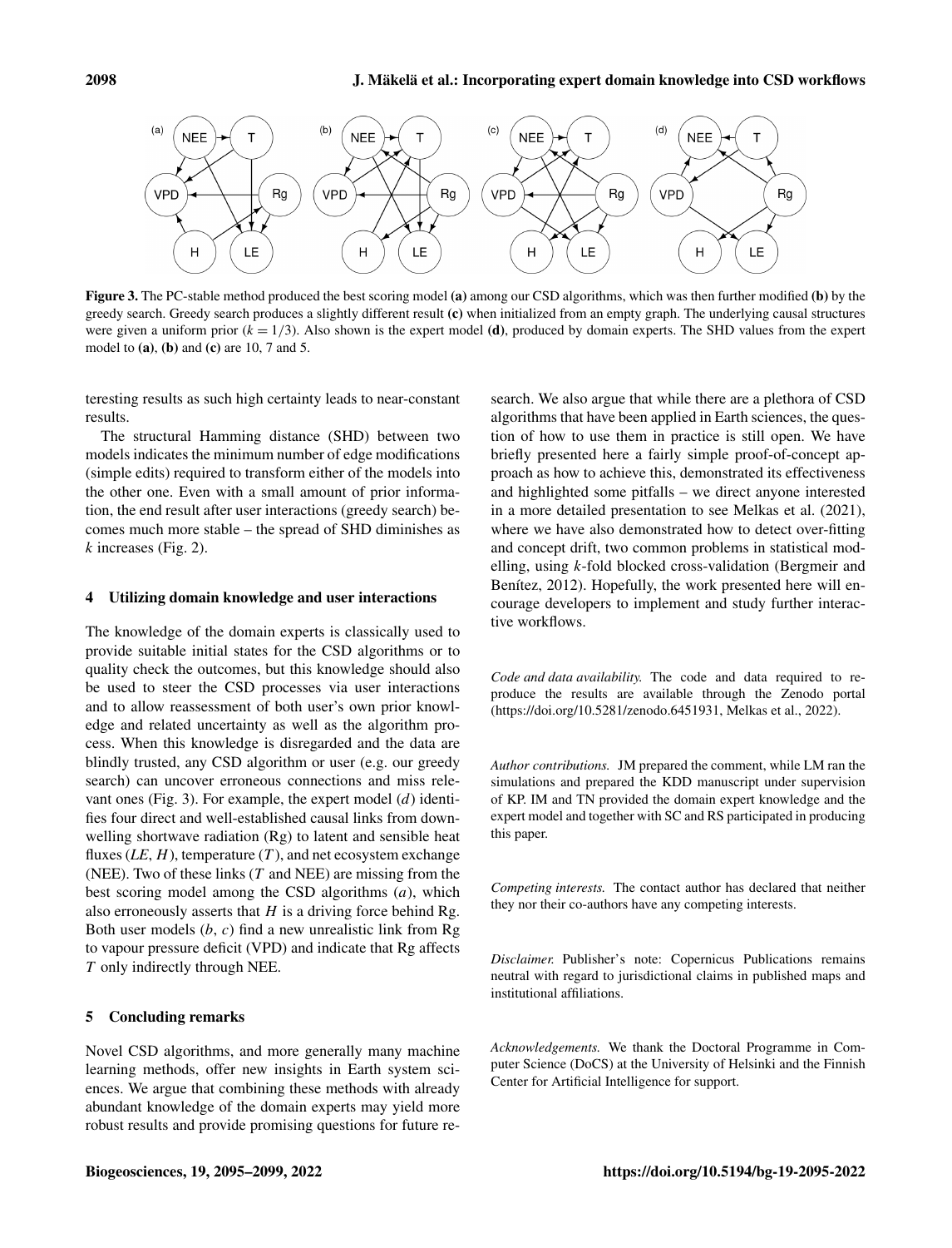**Figure 3.** The PC-stable method produced the best scoring model **(a)** among our CSD algorithms, which was then further modified **(b)** by the greedy search. Greedy search produces a slightly different result **(c)** when initialized from an empty graph. The underlying causal structures were given a uniform prior ($k = 1/3$). Also shown is the expert model **(d)**, produced by domain experts. The SHD values from the expert model to **(a)**, **(b)** and **(c)** are 10, 7 and 5.

teresting results as such high certainty leads to near-constant results.

The structural Hamming distance (SHD) between two models indicates the minimum number of edge modifications (simple edits) required to transform either of the models into the other one. Even with a small amount of prior information, the end result after user interactions (greedy search) becomes much more stable – the spread of SHD diminishes as $k$ increases (Fig. 2).

## 4 Utilizing domain knowledge and user interactions

The knowledge of the domain experts is classically used to provide suitable initial states for the CSD algorithms or to quality check the outcomes, but this knowledge should also be used to steer the CSD processes via user interactions and to allow reassessment of both user's own prior knowledge and related uncertainty as well as the algorithm process. When this knowledge is disregarded and the data are blindly trusted, any CSD algorithm or user (e.g. our greedy search) can uncover erroneous connections and miss relevant ones (Fig. 3). For example, the expert model ($d$) identifies four direct and well-established causal links from downwelling shortwave radiation (Rg) to latent and sensible heat fluxes ($LE$, $H$), temperature ($T$), and net ecosystem exchange (NEE). Two of these links ($T$ and NEE) are missing from the best scoring model among the CSD algorithms ($a$), which also erroneously asserts that $H$ is a driving force behind Rg. Both user models ($b$, $c$) find a new unrealistic link from Rg to vapour pressure deficit (VPD) and indicate that Rg affects $T$ only indirectly through NEE.

## 5 Concluding remarks

Novel CSD algorithms, and more generally many machine learning methods, offer new insights in Earth system sciences. We argue that combining these methods with already abundant knowledge of the domain experts may yield more robust results and provide promising questions for future research. We also argue that while there are a plethora of CSD algorithms that have been applied in Earth sciences, the question of how to use them in practice is still open. We have briefly presented here a fairly simple proof-of-concept approach as how to achieve this, demonstrated its effectiveness and highlighted some pitfalls – we direct anyone interested in a more detailed presentation to see Melkas et al. (2021), where we have also demonstrated how to detect over-fitting and concept drift, two common problems in statistical modelling, using $k$-fold blocked cross-validation (Bergmeir and Benítez, 2012). Hopefully, the work presented here will encourage developers to implement and study further interactive workflows.

*Code and data availability.* The code and data required to reproduce the results are available through the Zenodo portal (https://doi.org/10.5281/zenodo.6451931, Melkas et al., 2022).

*Author contributions.* JM prepared the comment, while LM ran the simulations and prepared the KDD manuscript under supervision of KP. IM and TN provided the domain expert knowledge and the expert model and together with SC and RS participated in producing this paper.

*Competing interests.* The contact author has declared that neither they nor their co-authors have any competing interests.

*Disclaimer.* Publisher's note: Copernicus Publications remains neutral with regard to jurisdictional claims in published maps and institutional affiliations.

*Acknowledgements.* We thank the Doctoral Programme in Computer Science (DoCS) at the University of Helsinki and the Finnish Center for Artificial Intelligence for support.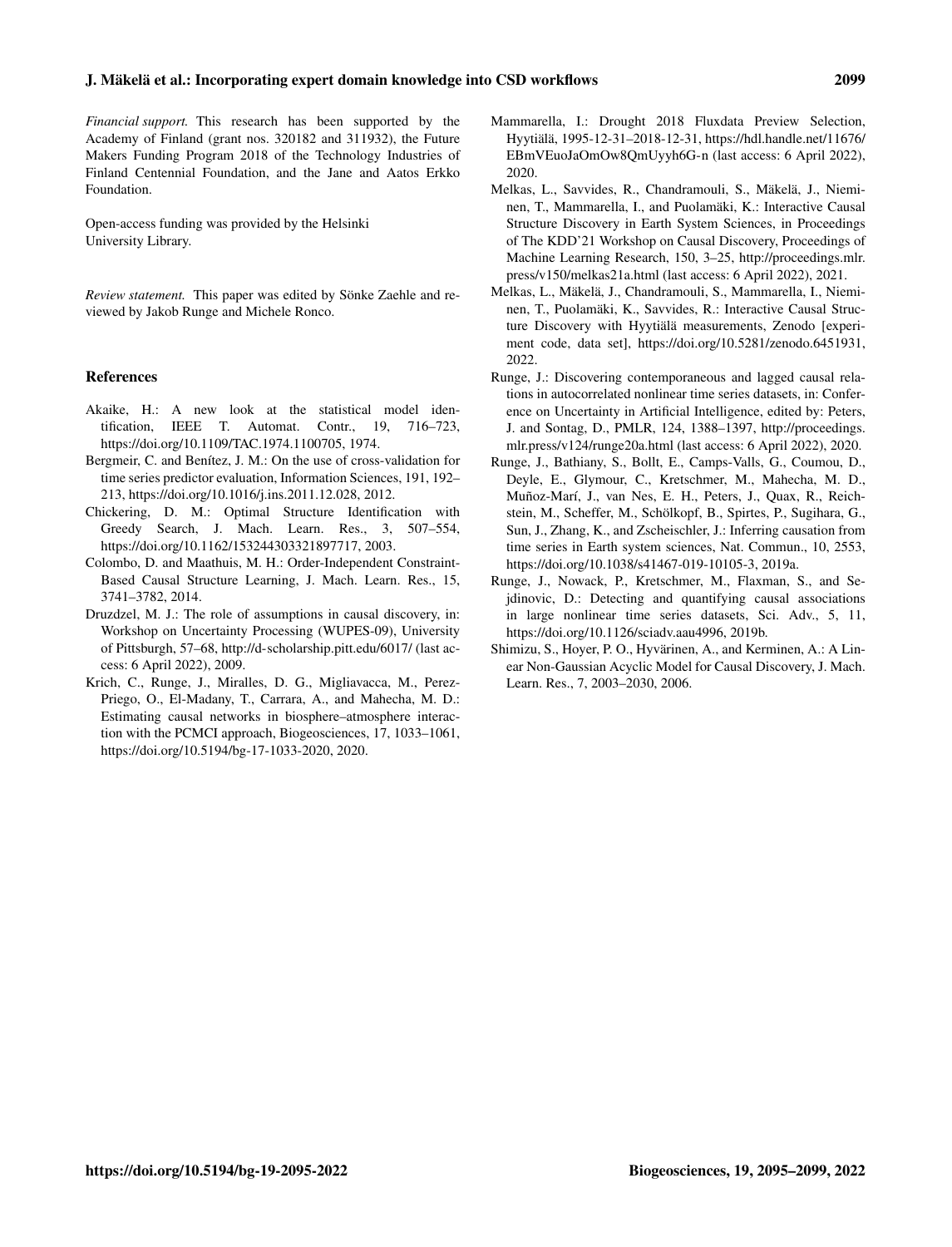*Financial support.* This research has been supported by the Academy of Finland (grant nos. 320182 and 311932), the Future Makers Funding Program 2018 of the Technology Industries of Finland Centennial Foundation, and the Jane and Aatos Erkko Foundation.

Open-access funding was provided by the Helsinki University Library.

*Review statement.* This paper was edited by Sönke Zaehle and reviewed by Jakob Runge and Michele Ronco.

## References

Akaike, H.: A new look at the statistical model identification, IEEE T. Automat. Contr., 19, 716–723, https://doi.org/10.1109/TAC.1974.1100705, 1974.

Bergmeir, C. and Benítez, J. M.: On the use of cross-validation for time series predictor evaluation, Information Sciences, 191, 192–213, https://doi.org/10.1016/j.ins.2011.12.028, 2012.

Chickering, D. M.: Optimal Structure Identification with Greedy Search, J. Mach. Learn. Res., 3, 507–554, https://doi.org/10.1162/153244303321897717, 2003.

Colombo, D. and Maathuis, M. H.: Order-Independent Constraint-Based Causal Structure Learning, J. Mach. Learn. Res., 15, 3741–3782, 2014.

Druzdzel, M. J.: The role of assumptions in causal discovery, in: Workshop on Uncertainty Processing (WUPES-09), University of Pittsburgh, 57–68, http://d-scholarship.pitt.edu/6017/ (last access: 6 April 2022), 2009.

Krich, C., Runge, J., Miralles, D. G., Migliavacca, M., Perez-Priego, O., El-Madany, T., Carrara, A., and Mahecha, M. D.: Estimating causal networks in biosphere–atmosphere interaction with the PCMCI approach, Biogeosciences, 17, 1033–1061, https://doi.org/10.5194/bg-17-1033-2020, 2020.

Mammarella, I.: Drought 2018 Fluxdata Preview Selection, Hyytiälä, 1995-12-31–2018-12-31, https://hdl.handle.net/11676/EBmVEuoJaOmOw8QmUyyh6G-n (last access: 6 April 2022), 2020.

Melkas, L., Savvides, R., Chandramouli, S., Mäkelä, J., Nieminen, T., Mammarella, I., and Puolamäki, K.: Interactive Causal Structure Discovery in Earth System Sciences, in Proceedings of The KDD'21 Workshop on Causal Discovery, Proceedings of Machine Learning Research, 150, 3–25, http://proceedings.mlr.press/v150/melkas21a.html (last access: 6 April 2022), 2021.

Melkas, L., Mäkelä, J., Chandramouli, S., Mammarella, I., Nieminen, T., Puolamäki, K., Savvides, R.: Interactive Causal Structure Discovery with Hyytiälä measurements, Zenodo [experiment code, data set], https://doi.org/10.5281/zenodo.6451931, 2022.

Runge, J.: Discovering contemporaneous and lagged causal relations in autocorrelated nonlinear time series datasets, in: Conference on Uncertainty in Artificial Intelligence, edited by: Peters, J. and Sontag, D., PMLR, 124, 1388–1397, http://proceedings.mlr.press/v124/runge20a.html (last access: 6 April 2022), 2020.

Runge, J., Bathiany, S., Bollt, E., Camps-Valls, G., Coumou, D., Deyle, E., Glymour, C., Kretschmer, M., Mahecha, M. D., Muñoz-Marí, J., van Nes, E. H., Peters, J., Quax, R., Reichstein, M., Scheffer, M., Schölkopf, B., Spirtes, P., Sugihara, G., Sun, J., Zhang, K., and Zscheischler, J.: Inferring causation from time series in Earth system sciences, Nat. Commun., 10, 2553, https://doi.org/10.1038/s41467-019-10105-3, 2019a.

Runge, J., Nowack, P., Kretschmer, M., Flaxman, S., and Sejdinovic, D.: Detecting and quantifying causal associations in large nonlinear time series datasets, Sci. Adv., 5, 11, https://doi.org/10.1126/sciadv.aau4996, 2019b.

Shimizu, S., Hoyer, P. O., Hyvärinen, A., and Kerminen, A.: A Linear Non-Gaussian Acyclic Model for Causal Discovery, J. Mach. Learn. Res., 7, 2003–2030, 2006.